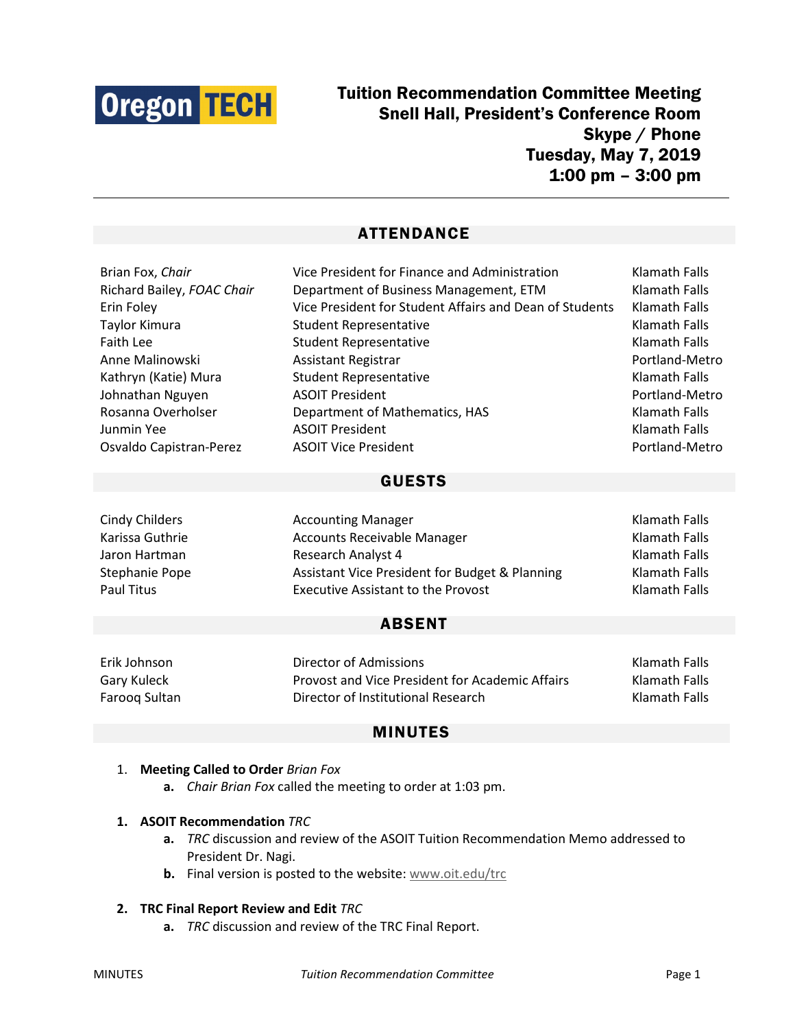# Tuition Recommendation Committee Meeting
**Snell Hall, President's Conference Room**
**Skype / Phone**
**Tuesday, May 7, 2019**
**1:00 pm – 3:00 pm**

---

## ATTENDANCE

| | | |
|---|---|---|
| Brian Fox, *Chair* | Vice President for Finance and Administration | Klamath Falls |
| Richard Bailey, *FOAC Chair* | Department of Business Management, ETM | Klamath Falls |
| Erin Foley | Vice President for Student Affairs and Dean of Students | Klamath Falls |
| Taylor Kimura | Student Representative | Klamath Falls |
| Faith Lee | Student Representative | Klamath Falls |
| Anne Malinowski | Assistant Registrar | Portland-Metro |
| Kathryn (Katie) Mura | Student Representative | Klamath Falls |
| Johnathan Nguyen | ASOIT President | Portland-Metro |
| Rosanna Overholser | Department of Mathematics, HAS | Klamath Falls |
| Junmin Yee | ASOIT President | Klamath Falls |
| Osvaldo Capistran-Perez | ASOIT Vice President | Portland-Metro |

## GUESTS

| | | |
|---|---|---|
| Cindy Childers | Accounting Manager | Klamath Falls |
| Karissa Guthrie | Accounts Receivable Manager | Klamath Falls |
| Jaron Hartman | Research Analyst 4 | Klamath Falls |
| Stephanie Pope | Assistant Vice President for Budget & Planning | Klamath Falls |
| Paul Titus | Executive Assistant to the Provost | Klamath Falls |

## ABSENT

| | | |
|---|---|---|
| Erik Johnson | Director of Admissions | Klamath Falls |
| Gary Kuleck | Provost and Vice President for Academic Affairs | Klamath Falls |
| Farooq Sultan | Director of Institutional Research | Klamath Falls |

## MINUTES

1. **Meeting Called to Order** *Brian Fox*
   - **a.** *Chair Brian Fox* called the meeting to order at 1:03 pm.

1. **ASOIT Recommendation** *TRC*
   - **a.** *TRC* discussion and review of the ASOIT Tuition Recommendation Memo addressed to President Dr. Nagi.
   - **b.** Final version is posted to the website: www.oit.edu/trc

2. **TRC Final Report Review and Edit** *TRC*
   - **a.** *TRC* discussion and review of the TRC Final Report.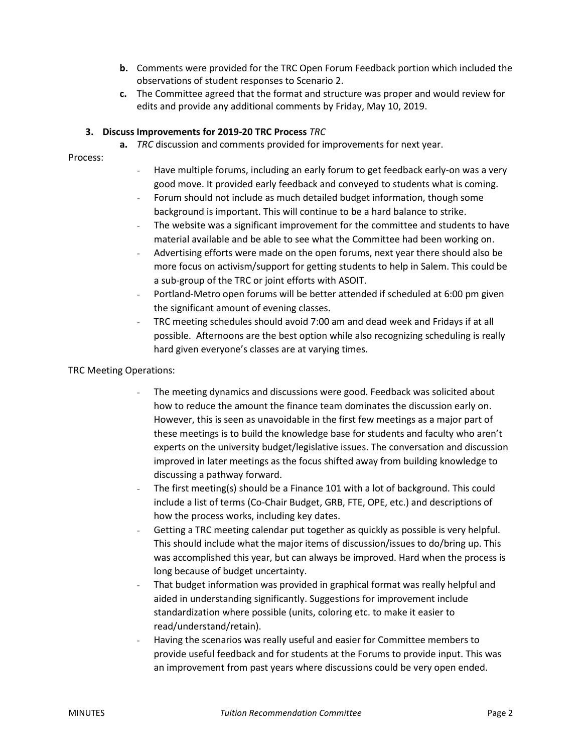**b.** Comments were provided for the TRC Open Forum Feedback portion which included the observations of student responses to Scenario 2.

**c.** The Committee agreed that the format and structure was proper and would review for edits and provide any additional comments by Friday, May 10, 2019.

**3. Discuss Improvements for 2019-20 TRC Process** *TRC*

**a.** *TRC* discussion and comments provided for improvements for next year.

Process:

- Have multiple forums, including an early forum to get feedback early-on was a very good move. It provided early feedback and conveyed to students what is coming.
- Forum should not include as much detailed budget information, though some background is important. This will continue to be a hard balance to strike.
- The website was a significant improvement for the committee and students to have material available and be able to see what the Committee had been working on.
- Advertising efforts were made on the open forums, next year there should also be more focus on activism/support for getting students to help in Salem. This could be a sub-group of the TRC or joint efforts with ASOIT.
- Portland-Metro open forums will be better attended if scheduled at 6:00 pm given the significant amount of evening classes.
- TRC meeting schedules should avoid 7:00 am and dead week and Fridays if at all possible. Afternoons are the best option while also recognizing scheduling is really hard given everyone's classes are at varying times.

TRC Meeting Operations:

- The meeting dynamics and discussions were good. Feedback was solicited about how to reduce the amount the finance team dominates the discussion early on. However, this is seen as unavoidable in the first few meetings as a major part of these meetings is to build the knowledge base for students and faculty who aren't experts on the university budget/legislative issues. The conversation and discussion improved in later meetings as the focus shifted away from building knowledge to discussing a pathway forward.
- The first meeting(s) should be a Finance 101 with a lot of background. This could include a list of terms (Co-Chair Budget, GRB, FTE, OPE, etc.) and descriptions of how the process works, including key dates.
- Getting a TRC meeting calendar put together as quickly as possible is very helpful. This should include what the major items of discussion/issues to do/bring up. This was accomplished this year, but can always be improved. Hard when the process is long because of budget uncertainty.
- That budget information was provided in graphical format was really helpful and aided in understanding significantly. Suggestions for improvement include standardization where possible (units, coloring etc. to make it easier to read/understand/retain).
- Having the scenarios was really useful and easier for Committee members to provide useful feedback and for students at the Forums to provide input. This was an improvement from past years where discussions could be very open ended.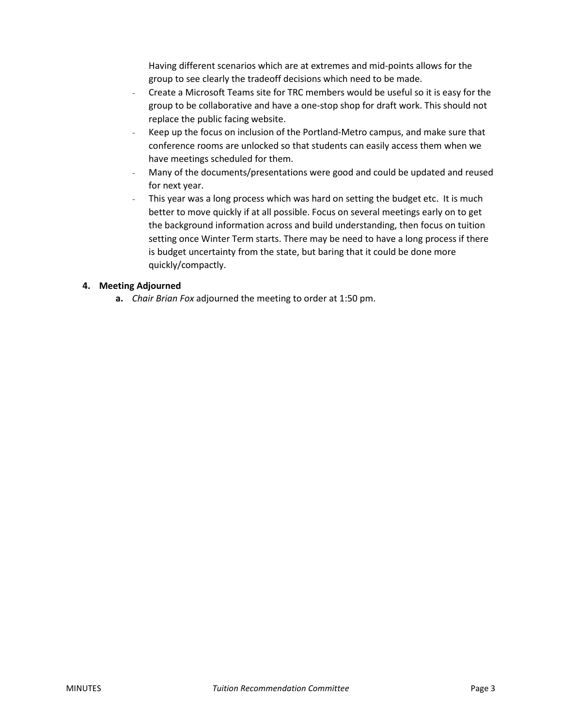Having different scenarios which are at extremes and mid-points allows for the group to see clearly the tradeoff decisions which need to be made.

- Create a Microsoft Teams site for TRC members would be useful so it is easy for the group to be collaborative and have a one-stop shop for draft work. This should not replace the public facing website.
- Keep up the focus on inclusion of the Portland-Metro campus, and make sure that conference rooms are unlocked so that students can easily access them when we have meetings scheduled for them.
- Many of the documents/presentations were good and could be updated and reused for next year.
- This year was a long process which was hard on setting the budget etc. It is much better to move quickly if at all possible. Focus on several meetings early on to get the background information across and build understanding, then focus on tuition setting once Winter Term starts. There may be need to have a long process if there is budget uncertainty from the state, but baring that it could be done more quickly/compactly.

**4. Meeting Adjourned**

**a.** *Chair Brian Fox* adjourned the meeting to order at 1:50 pm.